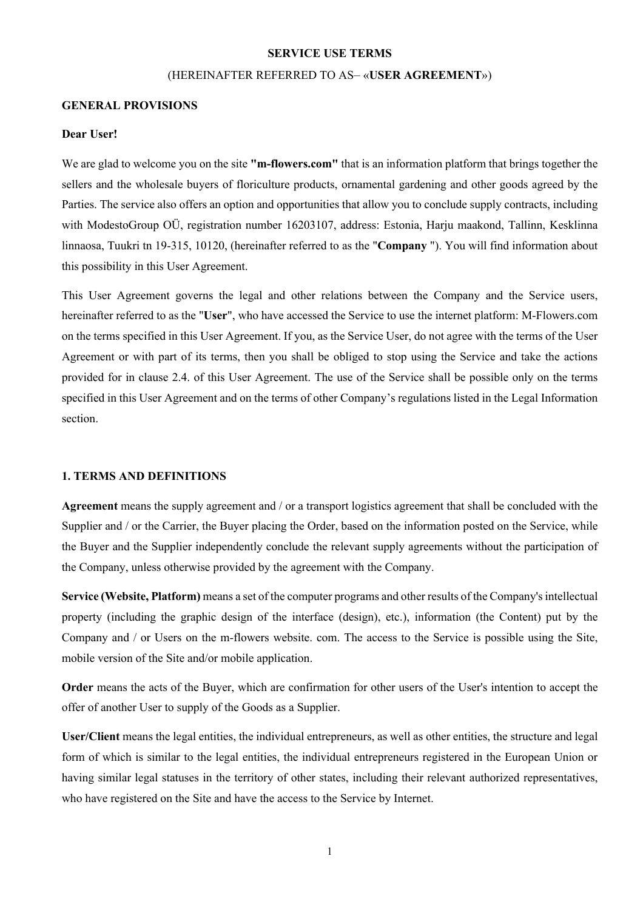**SERVICE USE TERMS**

(HEREINAFTER REFERRED TO AS– «**USER AGREEMENT**»)

**GENERAL PROVISIONS**

**Dear User!**

We are glad to welcome you on the site **"m-flowers.com"** that is an information platform that brings together the sellers and the wholesale buyers of floriculture products, ornamental gardening and other goods agreed by the Parties. The service also offers an option and opportunities that allow you to conclude supply contracts, including with ModestoGroup OÜ, registration number 16203107, address: Estonia, Harju maakond, Tallinn, Kesklinna linnaosa, Tuukri tn 19-315, 10120, (hereinafter referred to as the "**Company** "). You will find information about this possibility in this User Agreement.

This User Agreement governs the legal and other relations between the Company and the Service users, hereinafter referred to as the "**User**", who have accessed the Service to use the internet platform: M-Flowers.com on the terms specified in this User Agreement. If you, as the Service User, do not agree with the terms of the User Agreement or with part of its terms, then you shall be obliged to stop using the Service and take the actions provided for in clause 2.4. of this User Agreement. The use of the Service shall be possible only on the terms specified in this User Agreement and on the terms of other Company's regulations listed in the Legal Information section.

**1. TERMS AND DEFINITIONS**

**Agreement** means the supply agreement and / or a transport logistics agreement that shall be concluded with the Supplier and / or the Carrier, the Buyer placing the Order, based on the information posted on the Service, while the Buyer and the Supplier independently conclude the relevant supply agreements without the participation of the Company, unless otherwise provided by the agreement with the Company.

**Service (Website, Platform)** means a set of the computer programs and other results of the Company's intellectual property (including the graphic design of the interface (design), etc.), information (the Content) put by the Company and / or Users on the m-flowers website. com. The access to the Service is possible using the Site, mobile version of the Site and/or mobile application.

**Order** means the acts of the Buyer, which are confirmation for other users of the User's intention to accept the offer of another User to supply of the Goods as a Supplier.

**User/Client** means the legal entities, the individual entrepreneurs, as well as other entities, the structure and legal form of which is similar to the legal entities, the individual entrepreneurs registered in the European Union or having similar legal statuses in the territory of other states, including their relevant authorized representatives, who have registered on the Site and have the access to the Service by Internet.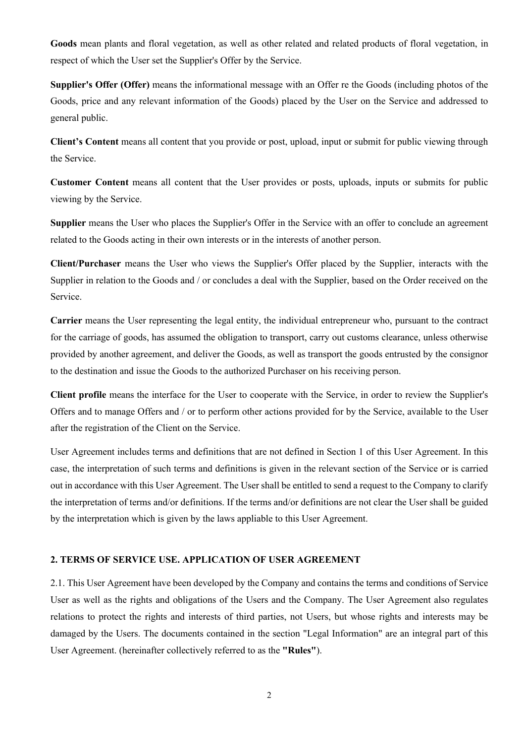**Goods** mean plants and floral vegetation, as well as other related and related products of floral vegetation, in respect of which the User set the Supplier's Offer by the Service.

**Supplier's Offer (Offer)** means the informational message with an Offer re the Goods (including photos of the Goods, price and any relevant information of the Goods) placed by the User on the Service and addressed to general public.

**Client's Content** means all content that you provide or post, upload, input or submit for public viewing through the Service.

**Customer Content** means all content that the User provides or posts, uploads, inputs or submits for public viewing by the Service.

**Supplier** means the User who places the Supplier's Offer in the Service with an offer to conclude an agreement related to the Goods acting in their own interests or in the interests of another person.

**Client/Purchaser** means the User who views the Supplier's Offer placed by the Supplier, interacts with the Supplier in relation to the Goods and / or concludes a deal with the Supplier, based on the Order received on the Service.

**Carrier** means the User representing the legal entity, the individual entrepreneur who, pursuant to the contract for the carriage of goods, has assumed the obligation to transport, carry out customs clearance, unless otherwise provided by another agreement, and deliver the Goods, as well as transport the goods entrusted by the consignor to the destination and issue the Goods to the authorized Purchaser on his receiving person.

**Client profile** means the interface for the User to cooperate with the Service, in order to review the Supplier's Offers and to manage Offers and / or to perform other actions provided for by the Service, available to the User after the registration of the Client on the Service.

User Agreement includes terms and definitions that are not defined in Section 1 of this User Agreement. In this case, the interpretation of such terms and definitions is given in the relevant section of the Service or is carried out in accordance with this User Agreement. The User shall be entitled to send a request to the Company to clarify the interpretation of terms and/or definitions. If the terms and/or definitions are not clear the User shall be guided by the interpretation which is given by the laws appliable to this User Agreement.

## 2. TERMS OF SERVICE USE. APPLICATION OF USER AGREEMENT

2.1. This User Agreement have been developed by the Company and contains the terms and conditions of Service User as well as the rights and obligations of the Users and the Company. The User Agreement also regulates relations to protect the rights and interests of third parties, not Users, but whose rights and interests may be damaged by the Users. The documents contained in the section "Legal Information" are an integral part of this User Agreement. (hereinafter collectively referred to as the **"Rules"**).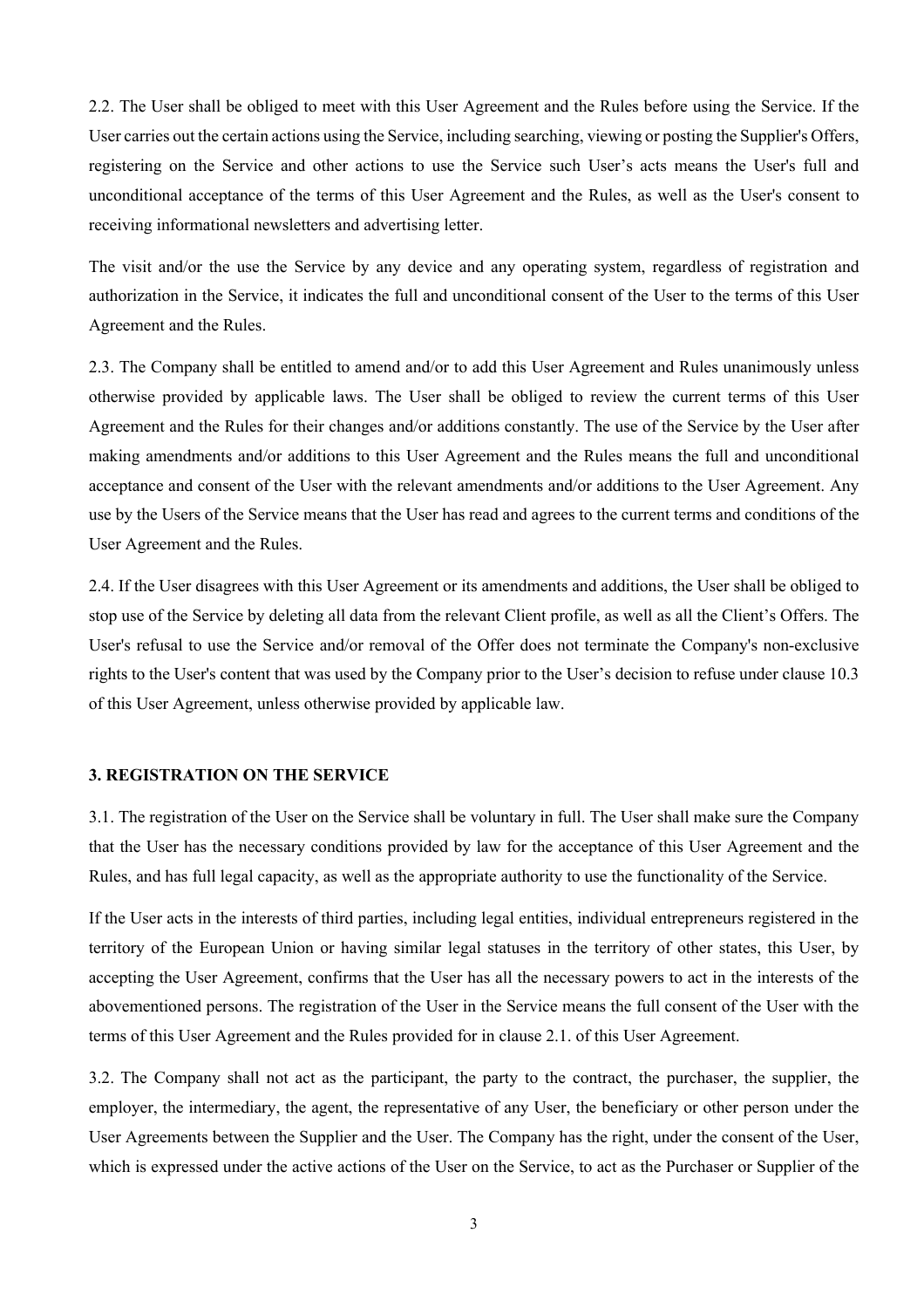2.2. The User shall be obliged to meet with this User Agreement and the Rules before using the Service. If the User carries out the certain actions using the Service, including searching, viewing or posting the Supplier's Offers, registering on the Service and other actions to use the Service such User's acts means the User's full and unconditional acceptance of the terms of this User Agreement and the Rules, as well as the User's consent to receiving informational newsletters and advertising letter.

The visit and/or the use the Service by any device and any operating system, regardless of registration and authorization in the Service, it indicates the full and unconditional consent of the User to the terms of this User Agreement and the Rules.

2.3. The Company shall be entitled to amend and/or to add this User Agreement and Rules unanimously unless otherwise provided by applicable laws. The User shall be obliged to review the current terms of this User Agreement and the Rules for their changes and/or additions constantly. The use of the Service by the User after making amendments and/or additions to this User Agreement and the Rules means the full and unconditional acceptance and consent of the User with the relevant amendments and/or additions to the User Agreement. Any use by the Users of the Service means that the User has read and agrees to the current terms and conditions of the User Agreement and the Rules.

2.4. If the User disagrees with this User Agreement or its amendments and additions, the User shall be obliged to stop use of the Service by deleting all data from the relevant Client profile, as well as all the Client's Offers. The User's refusal to use the Service and/or removal of the Offer does not terminate the Company's non-exclusive rights to the User's content that was used by the Company prior to the User's decision to refuse under clause 10.3 of this User Agreement, unless otherwise provided by applicable law.

**3. REGISTRATION ON THE SERVICE**

3.1. The registration of the User on the Service shall be voluntary in full. The User shall make sure the Company that the User has the necessary conditions provided by law for the acceptance of this User Agreement and the Rules, and has full legal capacity, as well as the appropriate authority to use the functionality of the Service.

If the User acts in the interests of third parties, including legal entities, individual entrepreneurs registered in the territory of the European Union or having similar legal statuses in the territory of other states, this User, by accepting the User Agreement, confirms that the User has all the necessary powers to act in the interests of the abovementioned persons. The registration of the User in the Service means the full consent of the User with the terms of this User Agreement and the Rules provided for in clause 2.1. of this User Agreement.

3.2. The Company shall not act as the participant, the party to the contract, the purchaser, the supplier, the employer, the intermediary, the agent, the representative of any User, the beneficiary or other person under the User Agreements between the Supplier and the User. The Company has the right, under the consent of the User, which is expressed under the active actions of the User on the Service, to act as the Purchaser or Supplier of the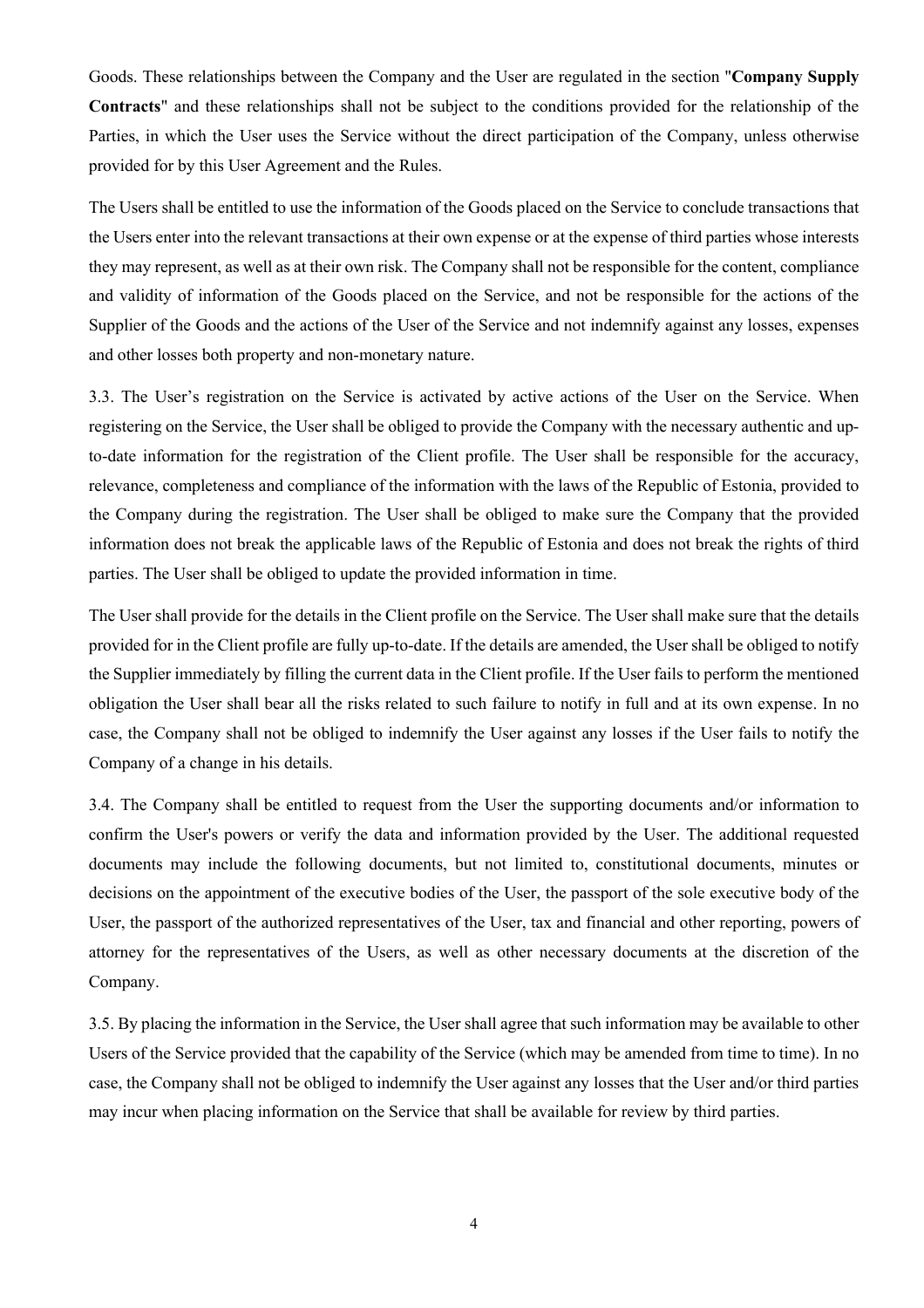Goods. These relationships between the Company and the User are regulated in the section "**Company Supply Contracts**" and these relationships shall not be subject to the conditions provided for the relationship of the Parties, in which the User uses the Service without the direct participation of the Company, unless otherwise provided for by this User Agreement and the Rules.

The Users shall be entitled to use the information of the Goods placed on the Service to conclude transactions that the Users enter into the relevant transactions at their own expense or at the expense of third parties whose interests they may represent, as well as at their own risk. The Company shall not be responsible for the content, compliance and validity of information of the Goods placed on the Service, and not be responsible for the actions of the Supplier of the Goods and the actions of the User of the Service and not indemnify against any losses, expenses and other losses both property and non-monetary nature.

3.3. The User's registration on the Service is activated by active actions of the User on the Service. When registering on the Service, the User shall be obliged to provide the Company with the necessary authentic and up-to-date information for the registration of the Client profile. The User shall be responsible for the accuracy, relevance, completeness and compliance of the information with the laws of the Republic of Estonia, provided to the Company during the registration. The User shall be obliged to make sure the Company that the provided information does not break the applicable laws of the Republic of Estonia and does not break the rights of third parties. The User shall be obliged to update the provided information in time.

The User shall provide for the details in the Client profile on the Service. The User shall make sure that the details provided for in the Client profile are fully up-to-date. If the details are amended, the User shall be obliged to notify the Supplier immediately by filling the current data in the Client profile. If the User fails to perform the mentioned obligation the User shall bear all the risks related to such failure to notify in full and at its own expense. In no case, the Company shall not be obliged to indemnify the User against any losses if the User fails to notify the Company of a change in his details.

3.4. The Company shall be entitled to request from the User the supporting documents and/or information to confirm the User's powers or verify the data and information provided by the User. The additional requested documents may include the following documents, but not limited to, constitutional documents, minutes or decisions on the appointment of the executive bodies of the User, the passport of the sole executive body of the User, the passport of the authorized representatives of the User, tax and financial and other reporting, powers of attorney for the representatives of the Users, as well as other necessary documents at the discretion of the Company.

3.5. By placing the information in the Service, the User shall agree that such information may be available to other Users of the Service provided that the capability of the Service (which may be amended from time to time). In no case, the Company shall not be obliged to indemnify the User against any losses that the User and/or third parties may incur when placing information on the Service that shall be available for review by third parties.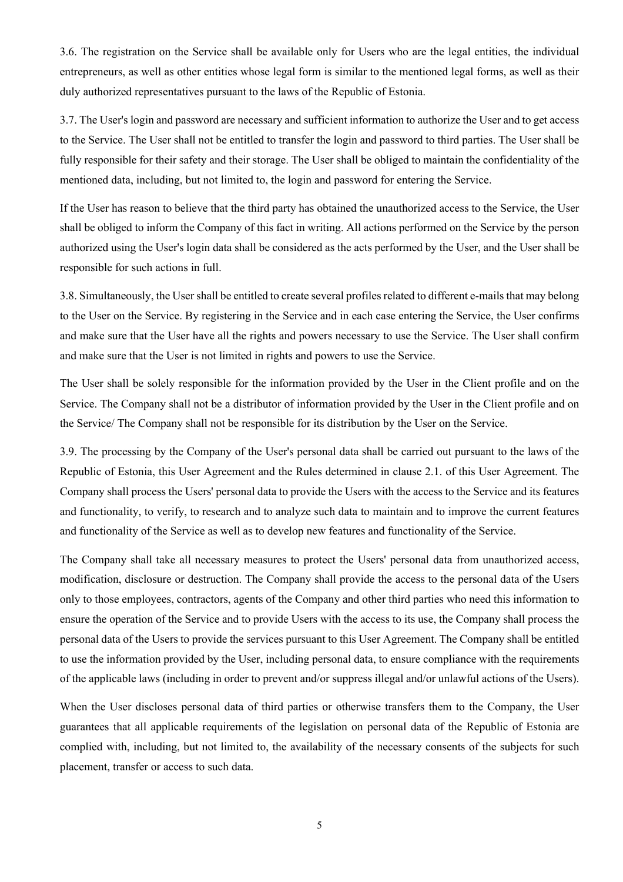3.6. The registration on the Service shall be available only for Users who are the legal entities, the individual entrepreneurs, as well as other entities whose legal form is similar to the mentioned legal forms, as well as their duly authorized representatives pursuant to the laws of the Republic of Estonia.

3.7. The User's login and password are necessary and sufficient information to authorize the User and to get access to the Service. The User shall not be entitled to transfer the login and password to third parties. The User shall be fully responsible for their safety and their storage. The User shall be obliged to maintain the confidentiality of the mentioned data, including, but not limited to, the login and password for entering the Service.

If the User has reason to believe that the third party has obtained the unauthorized access to the Service, the User shall be obliged to inform the Company of this fact in writing. All actions performed on the Service by the person authorized using the User's login data shall be considered as the acts performed by the User, and the User shall be responsible for such actions in full.

3.8. Simultaneously, the User shall be entitled to create several profiles related to different e-mails that may belong to the User on the Service. By registering in the Service and in each case entering the Service, the User confirms and make sure that the User have all the rights and powers necessary to use the Service. The User shall confirm and make sure that the User is not limited in rights and powers to use the Service.

The User shall be solely responsible for the information provided by the User in the Client profile and on the Service. The Company shall not be a distributor of information provided by the User in the Client profile and on the Service/ The Company shall not be responsible for its distribution by the User on the Service.

3.9. The processing by the Company of the User's personal data shall be carried out pursuant to the laws of the Republic of Estonia, this User Agreement and the Rules determined in clause 2.1. of this User Agreement. The Company shall process the Users' personal data to provide the Users with the access to the Service and its features and functionality, to verify, to research and to analyze such data to maintain and to improve the current features and functionality of the Service as well as to develop new features and functionality of the Service.

The Company shall take all necessary measures to protect the Users' personal data from unauthorized access, modification, disclosure or destruction. The Company shall provide the access to the personal data of the Users only to those employees, contractors, agents of the Company and other third parties who need this information to ensure the operation of the Service and to provide Users with the access to its use, the Company shall process the personal data of the Users to provide the services pursuant to this User Agreement. The Company shall be entitled to use the information provided by the User, including personal data, to ensure compliance with the requirements of the applicable laws (including in order to prevent and/or suppress illegal and/or unlawful actions of the Users).

When the User discloses personal data of third parties or otherwise transfers them to the Company, the User guarantees that all applicable requirements of the legislation on personal data of the Republic of Estonia are complied with, including, but not limited to, the availability of the necessary consents of the subjects for such placement, transfer or access to such data.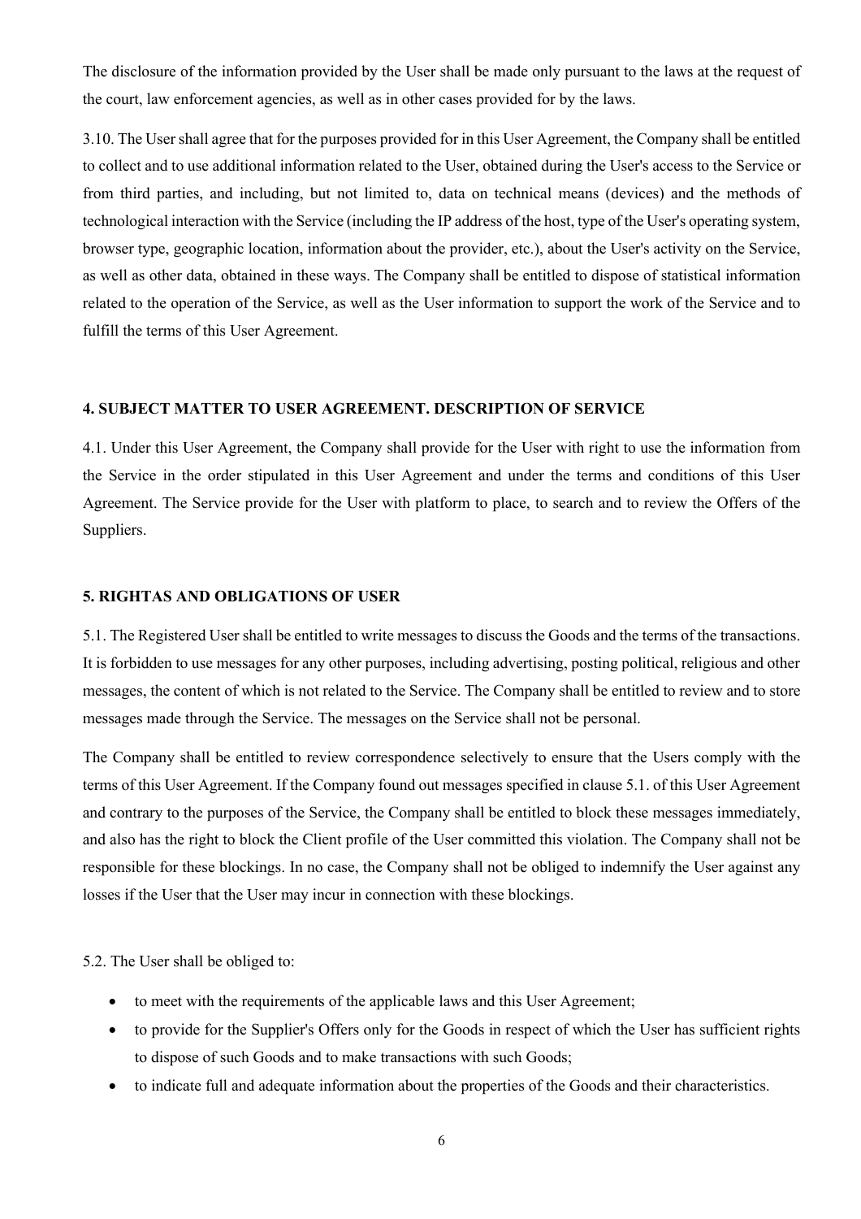The disclosure of the information provided by the User shall be made only pursuant to the laws at the request of the court, law enforcement agencies, as well as in other cases provided for by the laws.

3.10. The User shall agree that for the purposes provided for in this User Agreement, the Company shall be entitled to collect and to use additional information related to the User, obtained during the User's access to the Service or from third parties, and including, but not limited to, data on technical means (devices) and the methods of technological interaction with the Service (including the IP address of the host, type of the User's operating system, browser type, geographic location, information about the provider, etc.), about the User's activity on the Service, as well as other data, obtained in these ways. The Company shall be entitled to dispose of statistical information related to the operation of the Service, as well as the User information to support the work of the Service and to fulfill the terms of this User Agreement.

## 4. SUBJECT MATTER TO USER AGREEMENT. DESCRIPTION OF SERVICE

4.1. Under this User Agreement, the Company shall provide for the User with right to use the information from the Service in the order stipulated in this User Agreement and under the terms and conditions of this User Agreement. The Service provide for the User with platform to place, to search and to review the Offers of the Suppliers.

## 5. RIGHTAS AND OBLIGATIONS OF USER

5.1. The Registered User shall be entitled to write messages to discuss the Goods and the terms of the transactions. It is forbidden to use messages for any other purposes, including advertising, posting political, religious and other messages, the content of which is not related to the Service. The Company shall be entitled to review and to store messages made through the Service. The messages on the Service shall not be personal.

The Company shall be entitled to review correspondence selectively to ensure that the Users comply with the terms of this User Agreement. If the Company found out messages specified in clause 5.1. of this User Agreement and contrary to the purposes of the Service, the Company shall be entitled to block these messages immediately, and also has the right to block the Client profile of the User committed this violation. The Company shall not be responsible for these blockings. In no case, the Company shall not be obliged to indemnify the User against any losses if the User that the User may incur in connection with these blockings.

5.2. The User shall be obliged to:

- to meet with the requirements of the applicable laws and this User Agreement;
- to provide for the Supplier's Offers only for the Goods in respect of which the User has sufficient rights to dispose of such Goods and to make transactions with such Goods;
- to indicate full and adequate information about the properties of the Goods and their characteristics.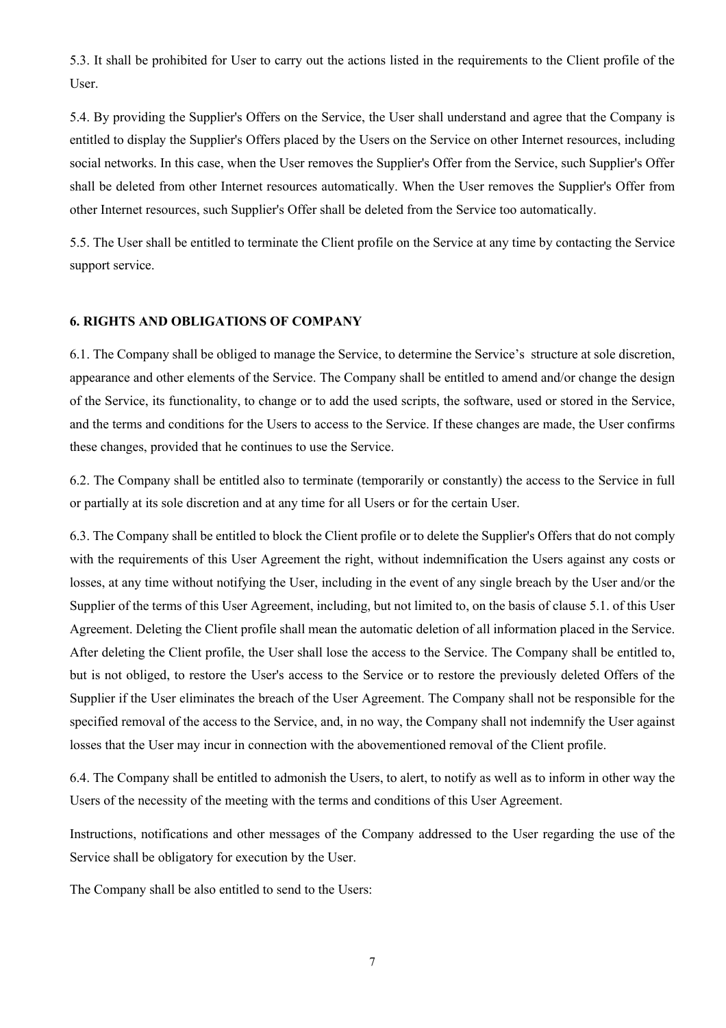5.3. It shall be prohibited for User to carry out the actions listed in the requirements to the Client profile of the User.

5.4. By providing the Supplier's Offers on the Service, the User shall understand and agree that the Company is entitled to display the Supplier's Offers placed by the Users on the Service on other Internet resources, including social networks. In this case, when the User removes the Supplier's Offer from the Service, such Supplier's Offer shall be deleted from other Internet resources automatically. When the User removes the Supplier's Offer from other Internet resources, such Supplier's Offer shall be deleted from the Service too automatically.

5.5. The User shall be entitled to terminate the Client profile on the Service at any time by contacting the Service support service.

**6. RIGHTS AND OBLIGATIONS OF COMPANY**

6.1. The Company shall be obliged to manage the Service, to determine the Service's structure at sole discretion, appearance and other elements of the Service. The Company shall be entitled to amend and/or change the design of the Service, its functionality, to change or to add the used scripts, the software, used or stored in the Service, and the terms and conditions for the Users to access to the Service. If these changes are made, the User confirms these changes, provided that he continues to use the Service.

6.2. The Company shall be entitled also to terminate (temporarily or constantly) the access to the Service in full or partially at its sole discretion and at any time for all Users or for the certain User.

6.3. The Company shall be entitled to block the Client profile or to delete the Supplier's Offers that do not comply with the requirements of this User Agreement the right, without indemnification the Users against any costs or losses, at any time without notifying the User, including in the event of any single breach by the User and/or the Supplier of the terms of this User Agreement, including, but not limited to, on the basis of clause 5.1. of this User Agreement. Deleting the Client profile shall mean the automatic deletion of all information placed in the Service. After deleting the Client profile, the User shall lose the access to the Service. The Company shall be entitled to, but is not obliged, to restore the User's access to the Service or to restore the previously deleted Offers of the Supplier if the User eliminates the breach of the User Agreement. The Company shall not be responsible for the specified removal of the access to the Service, and, in no way, the Company shall not indemnify the User against losses that the User may incur in connection with the abovementioned removal of the Client profile.

6.4. The Company shall be entitled to admonish the Users, to alert, to notify as well as to inform in other way the Users of the necessity of the meeting with the terms and conditions of this User Agreement.

Instructions, notifications and other messages of the Company addressed to the User regarding the use of the Service shall be obligatory for execution by the User.

The Company shall be also entitled to send to the Users: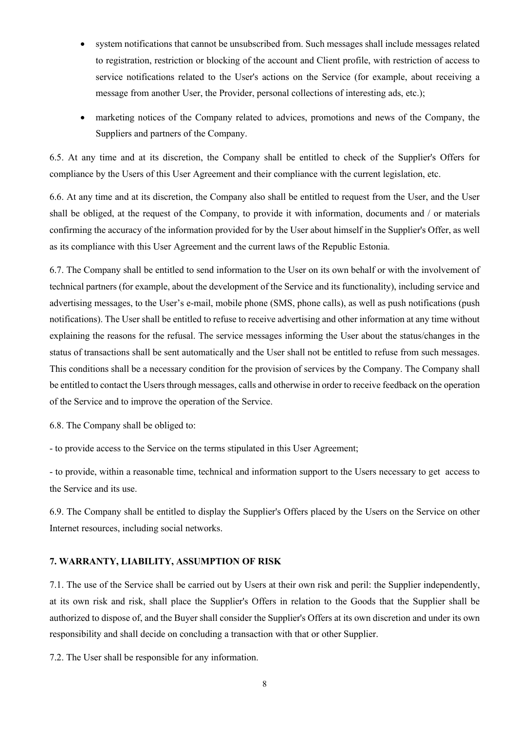- system notifications that cannot be unsubscribed from. Such messages shall include messages related to registration, restriction or blocking of the account and Client profile, with restriction of access to service notifications related to the User's actions on the Service (for example, about receiving a message from another User, the Provider, personal collections of interesting ads, etc.);
- marketing notices of the Company related to advices, promotions and news of the Company, the Suppliers and partners of the Company.

6.5. At any time and at its discretion, the Company shall be entitled to check of the Supplier's Offers for compliance by the Users of this User Agreement and their compliance with the current legislation, etc.

6.6. At any time and at its discretion, the Company also shall be entitled to request from the User, and the User shall be obliged, at the request of the Company, to provide it with information, documents and / or materials confirming the accuracy of the information provided for by the User about himself in the Supplier's Offer, as well as its compliance with this User Agreement and the current laws of the Republic Estonia.

6.7. The Company shall be entitled to send information to the User on its own behalf or with the involvement of technical partners (for example, about the development of the Service and its functionality), including service and advertising messages, to the User's e-mail, mobile phone (SMS, phone calls), as well as push notifications (push notifications). The User shall be entitled to refuse to receive advertising and other information at any time without explaining the reasons for the refusal. The service messages informing the User about the status/changes in the status of transactions shall be sent automatically and the User shall not be entitled to refuse from such messages. This conditions shall be a necessary condition for the provision of services by the Company. The Company shall be entitled to contact the Users through messages, calls and otherwise in order to receive feedback on the operation of the Service and to improve the operation of the Service.

6.8. The Company shall be obliged to:

- to provide access to the Service on the terms stipulated in this User Agreement;

- to provide, within a reasonable time, technical and information support to the Users necessary to get access to the Service and its use.

6.9. The Company shall be entitled to display the Supplier's Offers placed by the Users on the Service on other Internet resources, including social networks.

## 7. WARRANTY, LIABILITY, ASSUMPTION OF RISK

7.1. The use of the Service shall be carried out by Users at their own risk and peril: the Supplier independently, at its own risk and risk, shall place the Supplier's Offers in relation to the Goods that the Supplier shall be authorized to dispose of, and the Buyer shall consider the Supplier's Offers at its own discretion and under its own responsibility and shall decide on concluding a transaction with that or other Supplier.

7.2. The User shall be responsible for any information.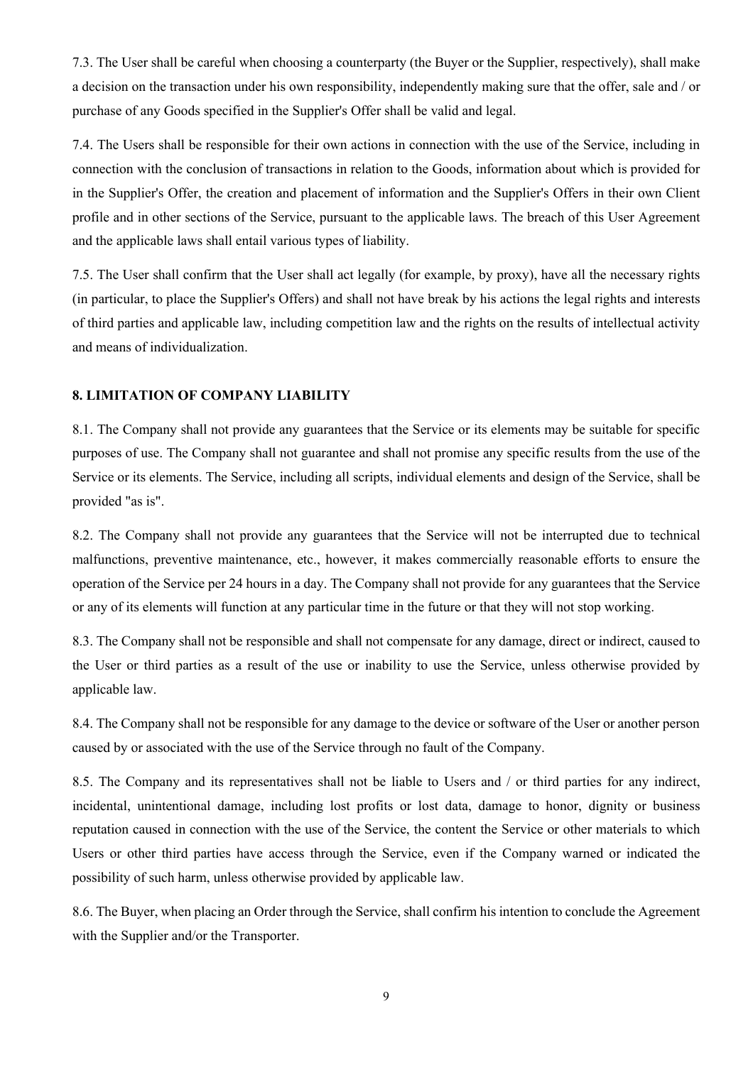7.3. The User shall be careful when choosing a counterparty (the Buyer or the Supplier, respectively), shall make a decision on the transaction under his own responsibility, independently making sure that the offer, sale and / or purchase of any Goods specified in the Supplier's Offer shall be valid and legal.

7.4. The Users shall be responsible for their own actions in connection with the use of the Service, including in connection with the conclusion of transactions in relation to the Goods, information about which is provided for in the Supplier's Offer, the creation and placement of information and the Supplier's Offers in their own Client profile and in other sections of the Service, pursuant to the applicable laws. The breach of this User Agreement and the applicable laws shall entail various types of liability.

7.5. The User shall confirm that the User shall act legally (for example, by proxy), have all the necessary rights (in particular, to place the Supplier's Offers) and shall not have break by his actions the legal rights and interests of third parties and applicable law, including competition law and the rights on the results of intellectual activity and means of individualization.

## 8. LIMITATION OF COMPANY LIABILITY

8.1. The Company shall not provide any guarantees that the Service or its elements may be suitable for specific purposes of use. The Company shall not guarantee and shall not promise any specific results from the use of the Service or its elements. The Service, including all scripts, individual elements and design of the Service, shall be provided "as is".

8.2. The Company shall not provide any guarantees that the Service will not be interrupted due to technical malfunctions, preventive maintenance, etc., however, it makes commercially reasonable efforts to ensure the operation of the Service per 24 hours in a day. The Company shall not provide for any guarantees that the Service or any of its elements will function at any particular time in the future or that they will not stop working.

8.3. The Company shall not be responsible and shall not compensate for any damage, direct or indirect, caused to the User or third parties as a result of the use or inability to use the Service, unless otherwise provided by applicable law.

8.4. The Company shall not be responsible for any damage to the device or software of the User or another person caused by or associated with the use of the Service through no fault of the Company.

8.5. The Company and its representatives shall not be liable to Users and / or third parties for any indirect, incidental, unintentional damage, including lost profits or lost data, damage to honor, dignity or business reputation caused in connection with the use of the Service, the content the Service or other materials to which Users or other third parties have access through the Service, even if the Company warned or indicated the possibility of such harm, unless otherwise provided by applicable law.

8.6. The Buyer, when placing an Order through the Service, shall confirm his intention to conclude the Agreement with the Supplier and/or the Transporter.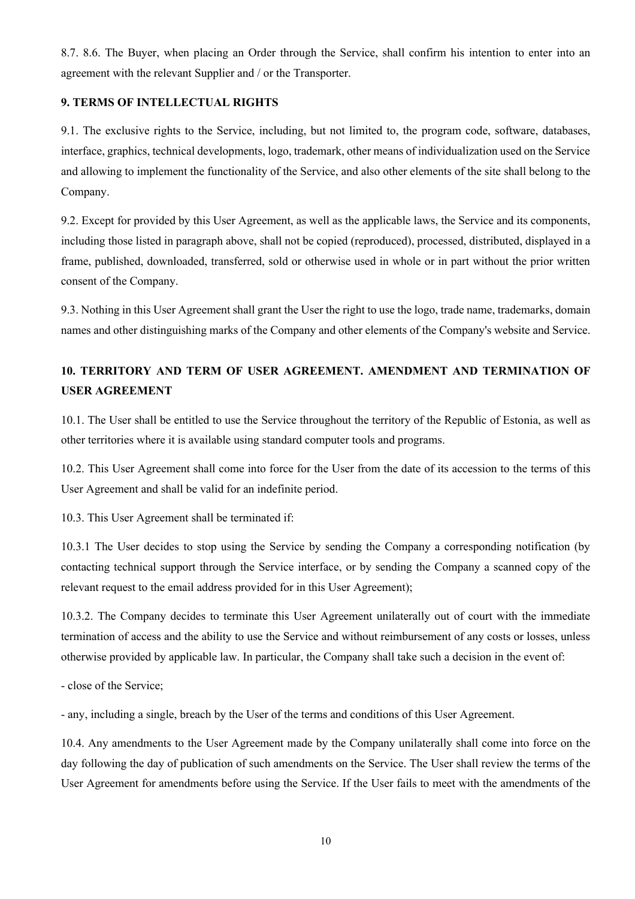8.7. 8.6. The Buyer, when placing an Order through the Service, shall confirm his intention to enter into an agreement with the relevant Supplier and / or the Transporter.

**9. TERMS OF INTELLECTUAL RIGHTS**

9.1. The exclusive rights to the Service, including, but not limited to, the program code, software, databases, interface, graphics, technical developments, logo, trademark, other means of individualization used on the Service and allowing to implement the functionality of the Service, and also other elements of the site shall belong to the Company.

9.2. Except for provided by this User Agreement, as well as the applicable laws, the Service and its components, including those listed in paragraph above, shall not be copied (reproduced), processed, distributed, displayed in a frame, published, downloaded, transferred, sold or otherwise used in whole or in part without the prior written consent of the Company.

9.3. Nothing in this User Agreement shall grant the User the right to use the logo, trade name, trademarks, domain names and other distinguishing marks of the Company and other elements of the Company's website and Service.

**10. TERRITORY AND TERM OF USER AGREEMENT. AMENDMENT AND TERMINATION OF USER AGREEMENT**

10.1. The User shall be entitled to use the Service throughout the territory of the Republic of Estonia, as well as other territories where it is available using standard computer tools and programs.

10.2. This User Agreement shall come into force for the User from the date of its accession to the terms of this User Agreement and shall be valid for an indefinite period.

10.3. This User Agreement shall be terminated if:

10.3.1 The User decides to stop using the Service by sending the Company a corresponding notification (by contacting technical support through the Service interface, or by sending the Company a scanned copy of the relevant request to the email address provided for in this User Agreement);

10.3.2. The Company decides to terminate this User Agreement unilaterally out of court with the immediate termination of access and the ability to use the Service and without reimbursement of any costs or losses, unless otherwise provided by applicable law. In particular, the Company shall take such a decision in the event of:

- close of the Service;

- any, including a single, breach by the User of the terms and conditions of this User Agreement.

10.4. Any amendments to the User Agreement made by the Company unilaterally shall come into force on the day following the day of publication of such amendments on the Service. The User shall review the terms of the User Agreement for amendments before using the Service. If the User fails to meet with the amendments of the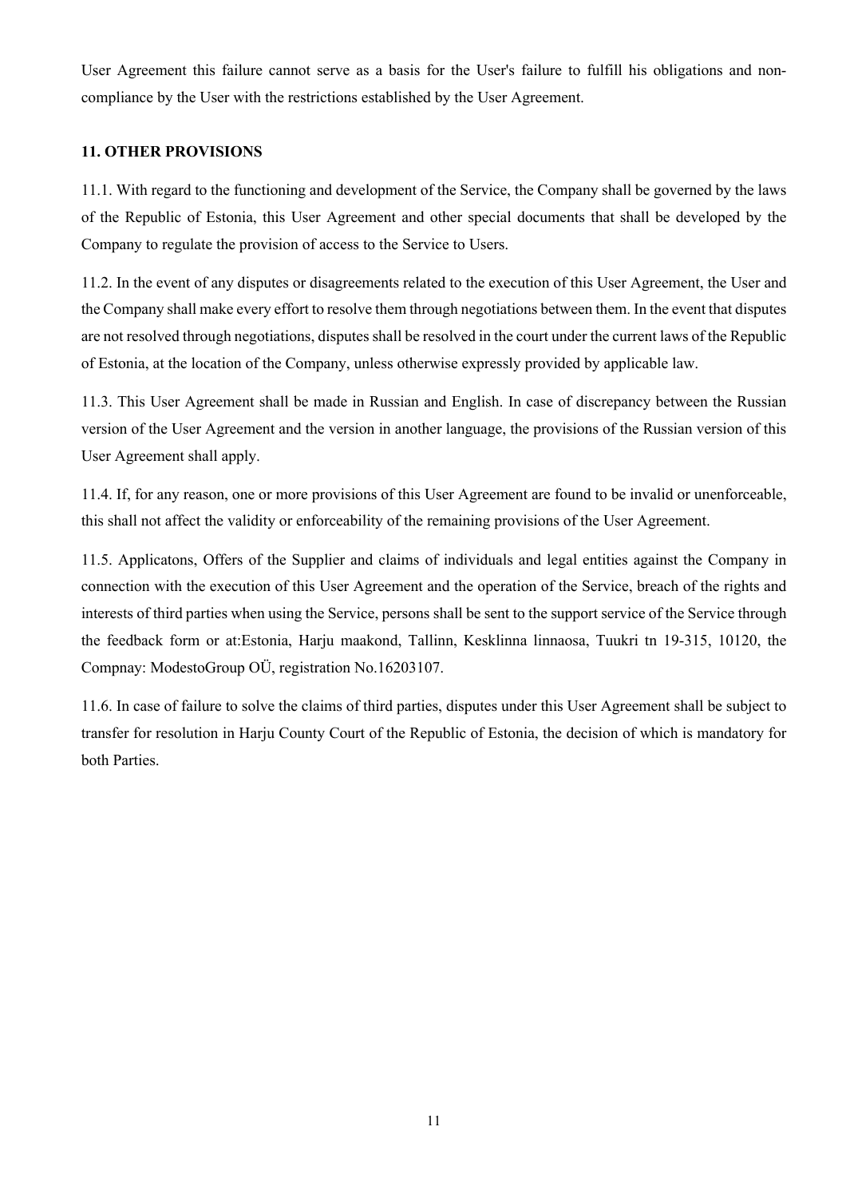User Agreement this failure cannot serve as a basis for the User's failure to fulfill his obligations and non-compliance by the User with the restrictions established by the User Agreement.

## 11. OTHER PROVISIONS

11.1. With regard to the functioning and development of the Service, the Company shall be governed by the laws of the Republic of Estonia, this User Agreement and other special documents that shall be developed by the Company to regulate the provision of access to the Service to Users.

11.2. In the event of any disputes or disagreements related to the execution of this User Agreement, the User and the Company shall make every effort to resolve them through negotiations between them. In the event that disputes are not resolved through negotiations, disputes shall be resolved in the court under the current laws of the Republic of Estonia, at the location of the Company, unless otherwise expressly provided by applicable law.

11.3. This User Agreement shall be made in Russian and English. In case of discrepancy between the Russian version of the User Agreement and the version in another language, the provisions of the Russian version of this User Agreement shall apply.

11.4. If, for any reason, one or more provisions of this User Agreement are found to be invalid or unenforceable, this shall not affect the validity or enforceability of the remaining provisions of the User Agreement.

11.5. Applicatons, Offers of the Supplier and claims of individuals and legal entities against the Company in connection with the execution of this User Agreement and the operation of the Service, breach of the rights and interests of third parties when using the Service, persons shall be sent to the support service of the Service through the feedback form or at:Estonia, Harju maakond, Tallinn, Kesklinna linnaosa, Tuukri tn 19-315, 10120, the Compnay: ModestoGroup OÜ, registration No.16203107.

11.6. In case of failure to solve the claims of third parties, disputes under this User Agreement shall be subject to transfer for resolution in Harju County Court of the Republic of Estonia, the decision of which is mandatory for both Parties.